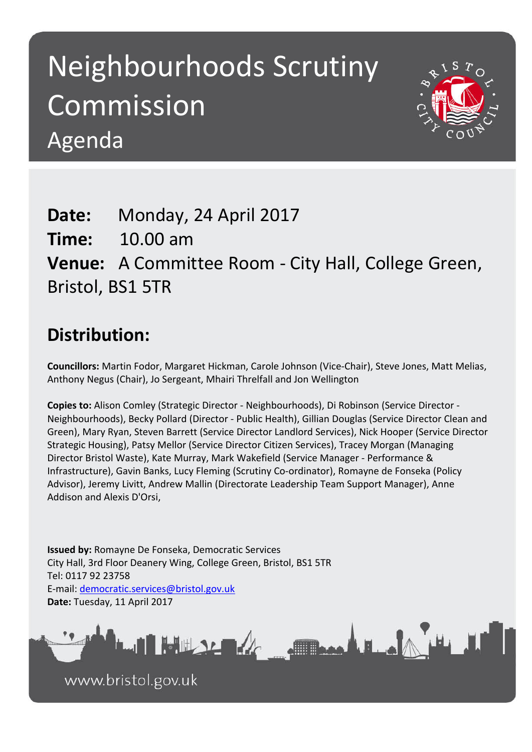# Neighbourhoods Scrutiny Commission

## Agenda

**Date:** Monday, 24 April 2017

**Time:** 10.00 am

**Venue:** A Committee Room - City Hall, College Green, Bristol, BS1 5TR

## Distribution:

**Councillors:** Martin Fodor, Margaret Hickman, Carole Johnson (Vice-Chair), Steve Jones, Matt Melias, Anthony Negus (Chair), Jo Sergeant, Mhairi Threlfall and Jon Wellington

**Copies to:** Alison Comley (Strategic Director - Neighbourhoods), Di Robinson (Service Director - Neighbourhoods), Becky Pollard (Director - Public Health), Gillian Douglas (Service Director Clean and Green), Mary Ryan, Steven Barrett (Service Director Landlord Services), Nick Hooper (Service Director Strategic Housing), Patsy Mellor (Service Director Citizen Services), Tracey Morgan (Managing Director Bristol Waste), Kate Murray, Mark Wakefield (Service Manager - Performance & Infrastructure), Gavin Banks, Lucy Fleming (Scrutiny Co-ordinator), Romayne de Fonseka (Policy Advisor), Jeremy Livitt, Andrew Mallin (Directorate Leadership Team Support Manager), Anne Addison and Alexis D'Orsi,

**Issued by:** Romayne De Fonseka, Democratic Services
City Hall, 3rd Floor Deanery Wing, College Green, Bristol, BS1 5TR
Tel: 0117 92 23758
E-mail: democratic.services@bristol.gov.uk
**Date:** Tuesday, 11 April 2017

www.bristol.gov.uk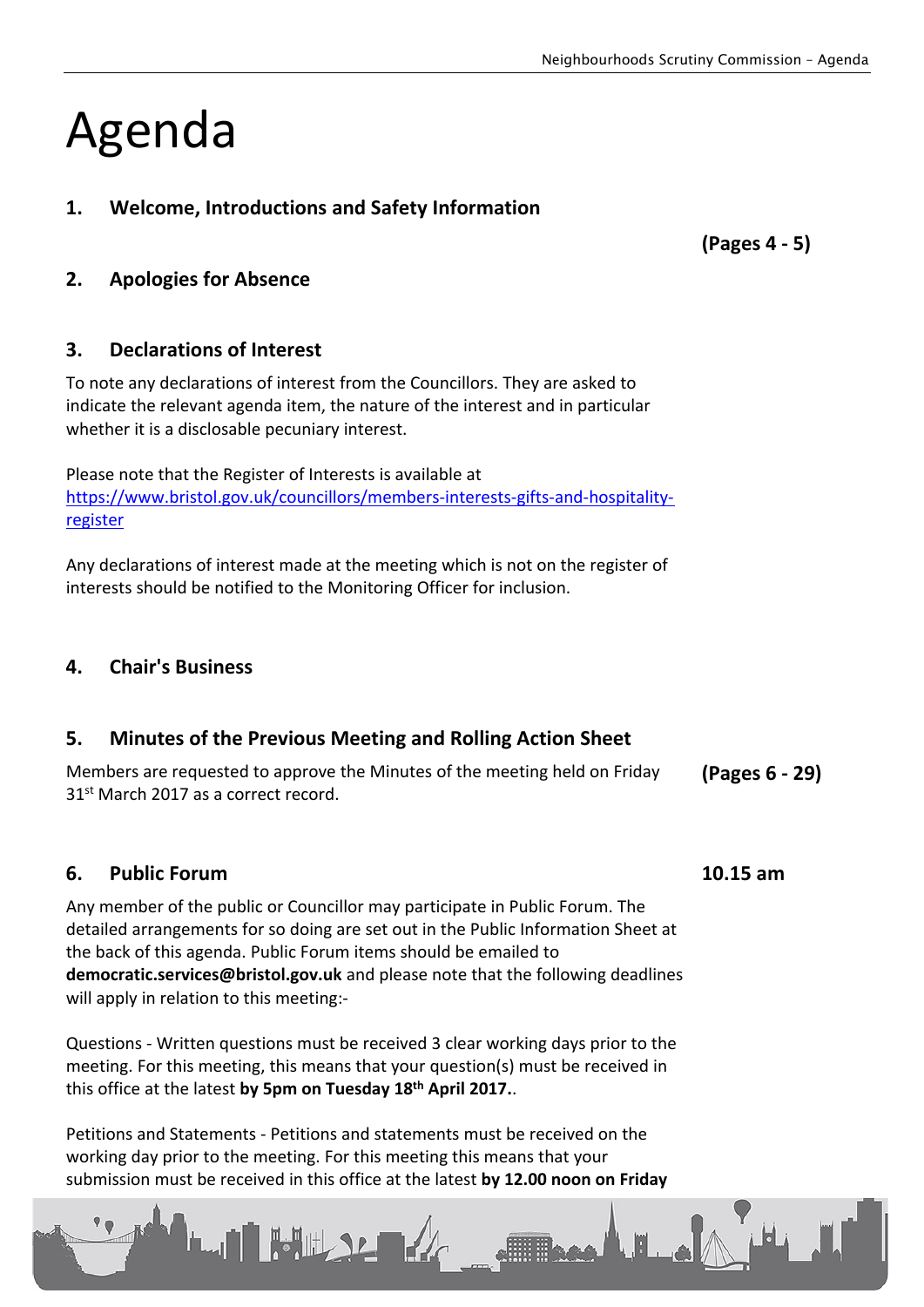# Agenda

## 1. Welcome, Introductions and Safety Information

**(Pages 4 - 5)**

## 2. Apologies for Absence

## 3. Declarations of Interest

To note any declarations of interest from the Councillors. They are asked to indicate the relevant agenda item, the nature of the interest and in particular whether it is a disclosable pecuniary interest.

Please note that the Register of Interests is available at [https://www.bristol.gov.uk/councillors/members-interests-gifts-and-hospitality-register](https://www.bristol.gov.uk/councillors/members-interests-gifts-and-hospitality-register)

Any declarations of interest made at the meeting which is not on the register of interests should be notified to the Monitoring Officer for inclusion.

## 4. Chair's Business

## 5. Minutes of the Previous Meeting and Rolling Action Sheet

Members are requested to approve the Minutes of the meeting held on Friday 31st March 2017 as a correct record.

**(Pages 6 - 29)**

## 6. Public Forum

**10.15 am**

Any member of the public or Councillor may participate in Public Forum. The detailed arrangements for so doing are set out in the Public Information Sheet at the back of this agenda. Public Forum items should be emailed to **democratic.services@bristol.gov.uk** and please note that the following deadlines will apply in relation to this meeting:-

Questions - Written questions must be received 3 clear working days prior to the meeting. For this meeting, this means that your question(s) must be received in this office at the latest **by 5pm on Tuesday 18th April 2017.**.

Petitions and Statements - Petitions and statements must be received on the working day prior to the meeting. For this meeting this means that your submission must be received in this office at the latest **by 12.00 noon on Friday**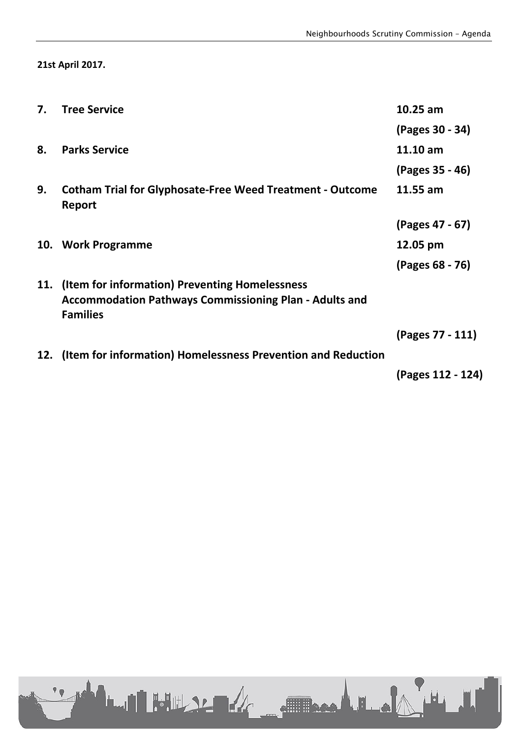**21st April 2017.**

| | | |
|---|---|---|
| **7.** | **Tree Service** | **10.25 am** |
| | | **(Pages 30 - 34)** |
| **8.** | **Parks Service** | **11.10 am** |
| | | **(Pages 35 - 46)** |
| **9.** | **Cotham Trial for Glyphosate-Free Weed Treatment - Outcome Report** | **11.55 am** |
| | | **(Pages 47 - 67)** |
| **10.** | **Work Programme** | **12.05 pm** |
| | | **(Pages 68 - 76)** |
| **11.** | **(Item for information) Preventing Homelessness Accommodation Pathways Commissioning Plan - Adults and Families** | |
| | | **(Pages 77 - 111)** |
| **12.** | **(Item for information) Homelessness Prevention and Reduction** | |
| | | **(Pages 112 - 124)** |